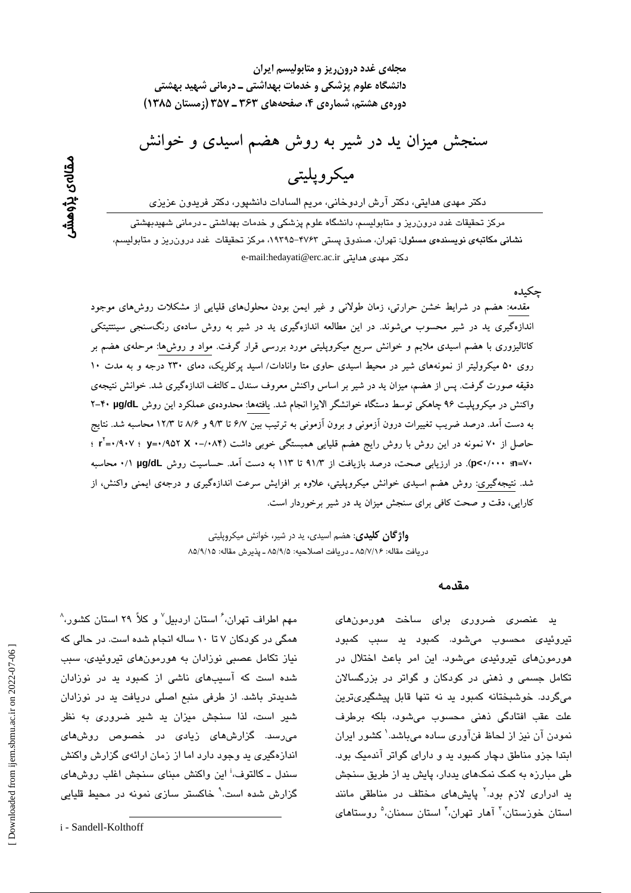**مجله‌ی غدد درون‌ریز و متابولیسم ایران**
**دانشگاه علوم پزشکی و خدمات بهداشتی ـ درمانی شهید بهشتی**
**دوره‌ی هشتم، شماره‌ی ۴، صفحه‌های ۳۶۳ ـ ۳۵۷ (زمستان ۱۳۸۵)**

**مقاله‌ی پژوهشی**

# سنجش میزان ید در شیر به روش هضم اسیدی و خوانش میکروپلیتی

دکتر مهدی هدایتی، دکتر آرش اردوخانی، مریم السادات دانشپور، دکتر فریدون عزیزی

مرکز تحقیقات غدد درون‌ریز و متابولیسم، دانشگاه علوم پزشکی و خدمات بهداشتی ـ درمانی شهیدبهشتی
**نشانی مکاتبه‌ی نویسنده‌ی مسئول:** تهران، صندوق پستی ۴۷۶۳-۱۹۳۹۵، مرکز تحقیقات غدد درون‌ریز و متابولیسم، دکتر مهدی هدایتی e-mail:hedayati@erc.ac.ir

## چکیده

مقدمه: هضم در شرایط خشن حرارتی، زمان طولانی و غیر ایمن بودن محلول‌های قلیایی از مشکلات روش‌های موجود اندازه‌گیری ید در شیر محسوب می‌شوند. در این مطالعه اندازه‌گیری ید در شیر به روش ساده‌ی رنگ‌سنجی سینتتیکی کاتالیزوری با هضم اسیدی ملایم و خوانش سریع میکروپلیتی مورد بررسی قرار گرفت. مواد و روش‌ها: مرحله‌ی هضم بر روی ۵۰ میکرولیتر از نمونه‌های شیر در محیط اسیدی حاوی متا وانادات/ اسید پرکلریک، دمای ۲۳۰ درجه و به مدت ۱۰ دقیقه صورت گرفت. پس از هضم، میزان ید در شیر بر اساس واکنش معروف سندل ـ کالتف اندازه‌گیری شد. خوانش نتیجه‌ی واکنش در میکروپلیت ۹۶ چاهکی توسط دستگاه خوانشگر الایزا انجام شد. یافته‌ها: محدوده‌ی عملکرد این روش ۴۰-۲ µg/dL به دست آمد. درصد ضریب تغییرات درون آزمونی و برون آزمونی به ترتیب بین ۶/۷ تا ۹/۳ و ۸/۶ تا ۱۲/۳ محاسبه شد. نتایج حاصل از ۷۰ نمونه در این روش با روش رایج هضم قلیایی همبستگی خوبی داشت ($y=0/952\ X - 0/084$ ؛ $r^2=0/907$ ؛ $n=70$؛ $p<0/000$). در ارزیابی صحت، درصد بازیافت از ۹۱/۳ تا ۱۱۳ به دست آمد. حساسیت روش ۰/۱ µg/dL محاسبه شد. نتیجه‌گیری: روش هضم اسیدی خوانش میکروپلیتی، علاوه بر افزایش سرعت اندازه‌گیری و درجه‌ی ایمنی واکنش، از کارایی، دقت و صحت کافی برای سنجش میزان ید در شیر برخوردار است.

**واژگان کلیدی**: هضم اسیدی، ید در شیر، خوانش میکروپلیتی
دریافت مقاله: ۸۵/۷/۱۶ ـ دریافت اصلاحیه: ۸۵/۹/۵ ـ پذیرش مقاله: ۸۵/۹/۱۵

## مقدمه

ید عنصری ضروری برای ساخت هورمون‌های تیروئیدی محسوب می‌شود. کمبود ید سبب کمبود هورمون‌های تیروئیدی می‌شود. این امر باعث اختلال در تکامل جسمی و ذهنی در کودکان و گواتر در بزرگسالان می‌گردد. خوشبختانه کمبود ید نه تنها قابل پیشگیری‌ترین علت عقب افتادگی ذهنی محسوب می‌شود، بلکه برطرف نمودن آن نیز از لحاظ فن‌آوری ساده می‌باشد.[۱] کشور ایران ابتدا جزو مناطق دچار کمبود ید و دارای گواتر آندمیک بود. طی مبارزه به کمک نمک‌های یددار، پایش ید از طریق سنجش ید ادراری لازم بود.[۲] پایش‌های مختلف در مناطقی مانند استان خوزستان،[۳] آمار تهران،[۴] استان سمنان،[۵] روستاهای مهم اطراف تهران،[۶] استان اردبیل[۷] و کلاً ۲۹ استان کشور،[۸] همگی در کودکان ۷ تا ۱۰ ساله انجام شده است. در حالی که نیاز تکامل عصبی نوزادان به هورمون‌های تیروئیدی، سبب شده است که آسیب‌های ناشی از کمبود ید در نوزادان شدیدتر باشد. از طرفی منبع اصلی دریافت ید در نوزادان شیر است، لذا سنجش میزان ید شیر ضروری به نظر می‌رسد. گزارش‌های زیادی در خصوص روش‌های اندازه‌گیری ید وجود دارد اما از زمان ارائه‌ی گزارش واکنش سندل ـ کالتوف،[i] این واکنش مبنای سنجش اغلب روش‌های گزارش شده است.[۹] خاکستر سازی نمونه در محیط قلیایی

---

i - Sandell-Kolthoff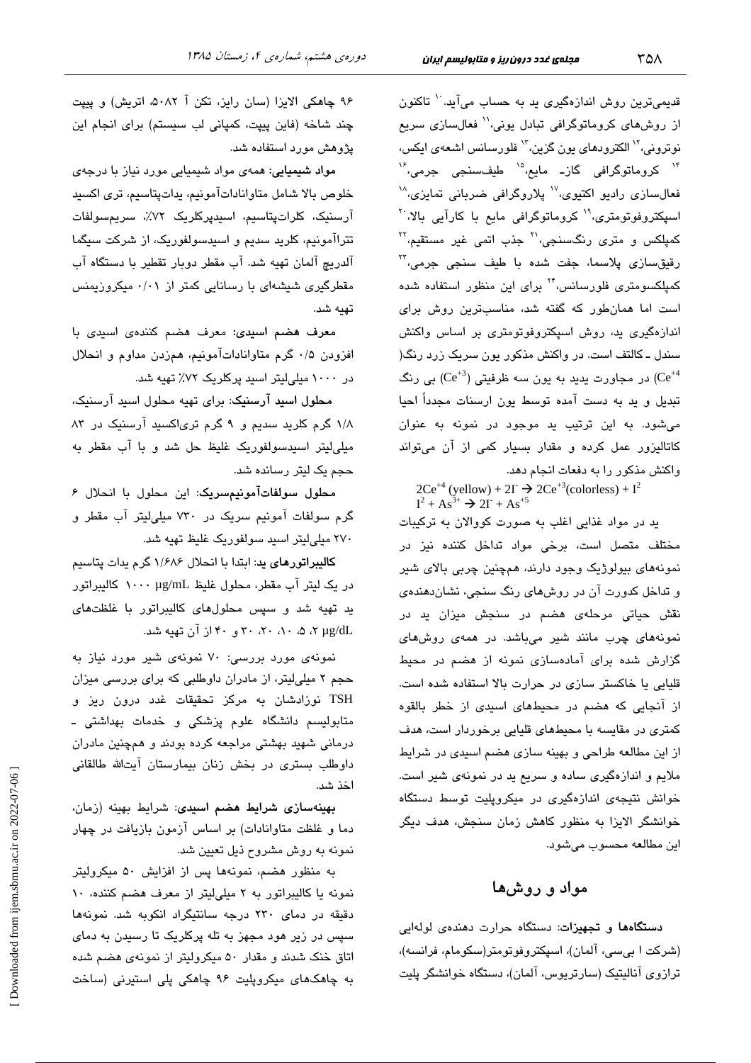قدیمی‌ترین روش اندازه‌گیری ید به حساب می‌آید.[10] تاکنون از روش‌های کروماتوگرافی تبادل یونی،[11] فعال‌سازی سریع نوترونی،[12] الکترودهای یون گزین،[13] فلورسانس اشعه‌ی ایکس،[14] کروماتوگرافی گاز- مایع،[15] طیف‌سنجی جرمی،[16] فعال‌سازی رادیو اکتیوی،[17] پلاروگرافی ضربانی تمایزی،[18] اسپکتروفوتومتری،[19] کروماتوگرافی مایع با کارآیی بالا،[20] کمپلکس و متری رنگ‌سنجی،[21] جذب اتمی غیر مستقیم،[22] رقیق‌سازی پلاسما، جفت شده با طیف سنجی جرمی،[23] کمپلکسومتری فلورسانس،[24] برای این منظور استفاده شده است اما همان‌طور که گفته شد، مناسب‌ترین روش برای اندازه‌گیری ید، روش اسپکتروفوتومتری بر اساس واکنش سندل ـ کالتف است. در واکنش مذکور یون سریک زرد رنگ( $Ce^{+4}$) در مجاورت یدید به یون سه ظرفیتی ($Ce^{+3}$) بی رنگ تبدیل و ید به دست آمده توسط یون ارسنات مجدداً احیا می‌شود. به این ترتیب ید موجود در نمونه به عنوان کاتالیزور عمل کرده و مقدار بسیار کمی از آن می‌تواند واکنش مذکور را به دفعات انجام دهد.

$$2Ce^{+4}\text{ (yellow)} + 2I^{-} \rightarrow 2Ce^{+3}\text{(colorless)} + I^{2}$$
$$I^{2} + As^{3+} \rightarrow 2I^{-} + As^{+5}$$

ید در مواد غذایی اغلب به صورت کووالان به ترکیبات مختلف متصل است، برخی مواد تداخل کننده نیز در نمونه‌های بیولوژیک وجود دارند، همچنین چربی بالای شیر و تداخل کدورت آن در روش‌های رنگ سنجی، نشان‌دهنده‌ی نقش حیاتی مرحله‌ی هضم در سنجش میزان ید در نمونه‌های چرب مانند شیر می‌باشد. در همه‌ی روش‌های گزارش شده برای آماده‌سازی نمونه از هضم در محیط قلیایی یا خاکستر سازی در حرارت بالا استفاده شده است. از آنجایی که هضم در محیط‌های اسیدی از خطر بالقوه کمتری در مقایسه با محیط‌های قلیایی برخوردار است، هدف از این مطالعه طراحی و بهینه سازی هضم اسیدی در شرایط ملایم و اندازه‌گیری ساده و سریع ید در نمونه‌ی شیر است. خوانش نتیجه‌ی اندازه‌گیری در میکروپلیت توسط دستگاه خوانشگر الایزا به منظور کاهش زمان سنجش، هدف دیگر این مطالعه محسوب می‌شود.

## مواد و روش‌ها

**دستگاه‌ها و تجهیزات:** دستگاه حرارت دهنده‌ی لوله‌ایی (شرکت ا بی‌سی، آلمان)، اسپکتروفوتومتر(سکومام، فرانسه)، ترازوی آنالیتیک (سارتریوس، آلمان)، دستگاه خوانشگر پلیت ۹۶ چاهکی الایزا (سان رایز، تکن آ ۵۰۸۲، اتریش) و پیپت چند شاخه (فاین پیپت، کمپانی لب سیستم) برای انجام این پژوهش مورد استفاده شد.

**مواد شیمیایی:** همه‌ی مواد شیمیایی مورد نیاز با درجه‌ی خلوص بالا شامل متاوانادات‌آمونیم، یدات‌پتاسیم، تری اکسید آرسنیک، کلرات‌پتاسیم، اسیدپرکلریک ۷۲٪، سریم‌سولفات تتراآمونیم، کلرید سدیم و اسیدسولفوریک، از شرکت سیگما آلدریچ آلمان تهیه شد. آب مقطر دوبار تقطیر با دستگاه آب مقطرگیری شیشه‌ای با رسانایی کمتر از ۰/۰۱ میکروزیمنس تهیه شد.

**معرف هضم اسیدی:** معرف هضم کننده‌ی اسیدی با افزودن ۰/۵ گرم متاوانادات‌آمونیم، هم‌زدن مداوم و انحلال در ۱۰۰۰ میلی‌لیتر اسید پرکلریک ۷۲٪ تهیه شد.

**محلول اسید آرسنیک:** برای تهیه محلول اسید آرسنیک، ۱/۸ گرم کلرید سدیم و ۹ گرم تری‌اکسید آرسنیک در ۸۳ میلی‌لیتر اسیدسولفوریک غلیظ حل شد و با آب مقطر به حجم یک لیتر رسانده شد.

**محلول سولفات‌آمونیم‌سریک:** این محلول با انحلال ۶ گرم سولفات آمونیم سریک در ۷۳۰ میلی‌لیتر آب مقطر و ۲۷۰ میلی‌لیتر اسید سولفوریک غلیظ تهیه شد.

**کالیبراتورهای ید:** ابتدا با انحلال ۱/۶۸۶ گرم یدات پتاسیم در یک لیتر آب مقطر، محلول غلیظ ۱۰۰۰ µg/mL کالیبراتور ید تهیه شد و سپس محلول‌های کالیبراتور با غلظت‌های ۲، ۵، ۱۰، ۲۰، ۳۰ و ۴۰ µg/dL از آن تهیه شد.

نمونه‌ی مورد بررسی: ۷۰ نمونه‌ی شیر مورد نیاز به حجم ۲ میلی‌لیتر، از مادران داوطلبی که برای بررسی میزان TSH نوزادشان به مرکز تحقیقات غدد درون ریز و متابولیسم دانشگاه علوم پزشکی و خدمات بهداشتی ـ درمانی شهید بهشتی مراجعه کرده بودند و همچنین مادران داوطلب بستری در بخش زنان بیمارستان آیت‌الله طالقانی اخذ شد.

**بهینه‌سازی شرایط هضم اسیدی:** شرایط بهینه (زمان، دما و غلظت متاوانادات) بر اساس آزمون بازیافت در چهار نمونه به روش مشروح ذیل تعیین شد.

به منظور هضم، نمونه‌ها پس از افزایش ۵۰ میکرولیتر نمونه یا کالیبراتور به ۲ میلی‌لیتر از معرف هضم کننده، ۱۰ دقیقه در دمای ۲۳۰ درجه سانتیگراد انکوبه شد. نمونه‌ها سپس در زیر هود مجهز به تله پرکلریک تا رسیدن به دمای اتاق خنک شدند و مقدار ۵۰ میکرولیتر از نمونه‌ی هضم شده به چاهک‌های میکروپلیت ۹۶ چاهکی پلی استیرنی (ساخت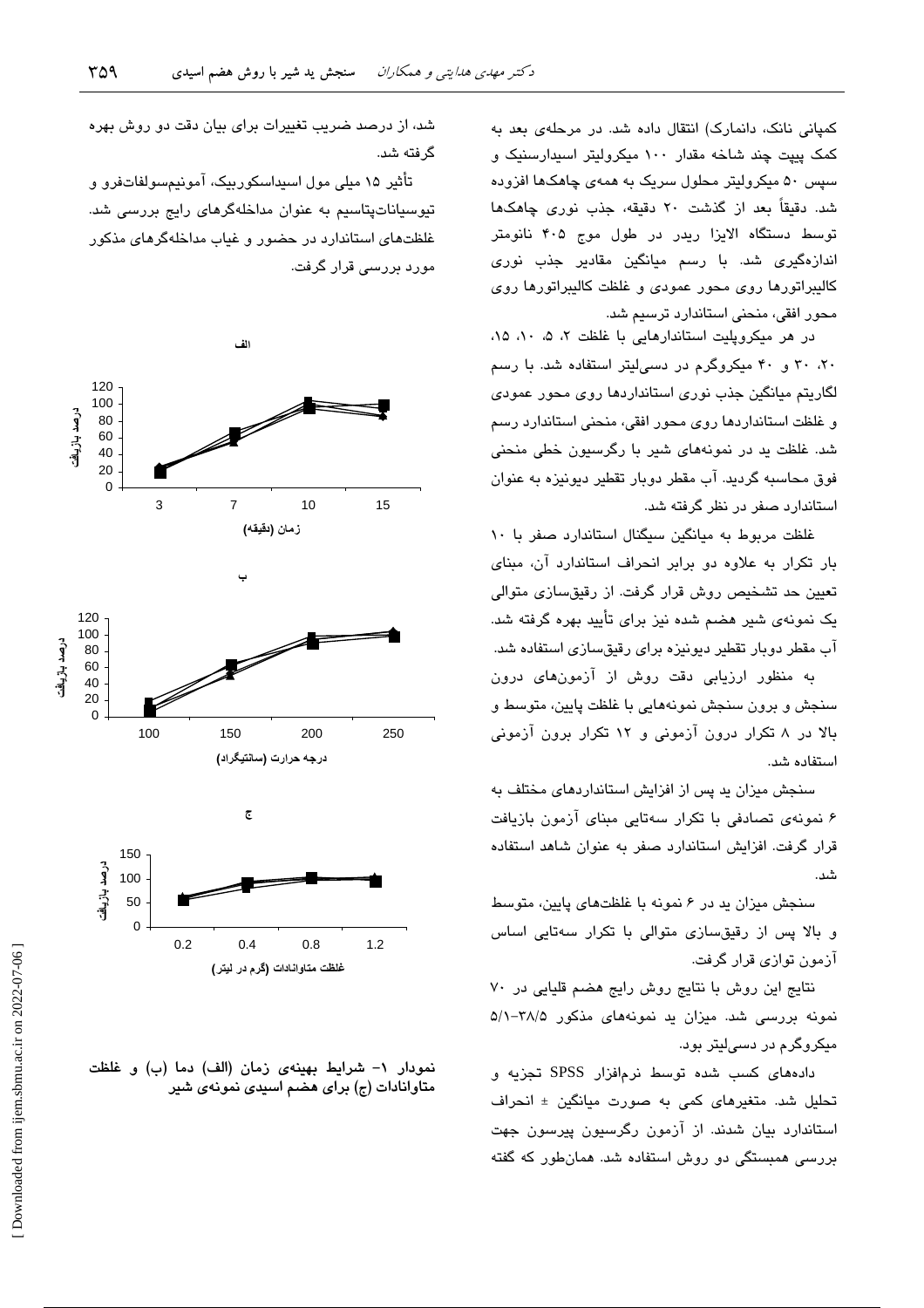کمپانی نانک، دانمارک) انتقال داده شد. در مرحله‌ی بعد به کمک پیپت چند شاخه مقدار ۱۰۰ میکرولیتر اسیدارسنیک و سپس ۵۰ میکرولیتر محلول سریک به همه‌ی چاهک‌ها افزوده شد. دقیقاً بعد از گذشت ۲۰ دقیقه، جذب نوری چاهک‌ها توسط دستگاه الایزا ریدر در طول موج ۴۰۵ نانومتر اندازه‌گیری شد. با رسم میانگین مقادیر جذب نوری کالیبراتورها روی محور عمودی و غلظت کالیبراتورها روی محور افقی، منحنی استاندارد ترسیم شد.

در هر میکروپلیت استانداردهایی با غلظت ۲، ۵، ۱۰، ۱۵، ۲۰، ۳۰ و ۴۰ میکروگرم در دسی‌لیتر استفاده شد. با رسم لگاریتم میانگین جذب نوری استانداردها روی محور عمودی و غلظت استانداردها روی محور افقی، منحنی استاندارد رسم شد. غلظت ید در نمونه‌های شیر با رگرسیون خطی منحنی فوق محاسبه گردید. آب مقطر دوبار تقطیر دیونیزه به عنوان استاندارد صفر در نظر گرفته شد.

غلظت مربوط به میانگین سیگنال استاندارد صفر با ۱۰ بار تکرار به علاوه دو برابر انحراف استاندارد آن، مبنای تعیین حد تشخیص روش قرار گرفت. از رقیق‌سازی متوالی یک نمونه‌ی شیر هضم شده نیز برای تأیید بهره گرفته شد. آب مقطر دوبار تقطیر دیونیزه برای رقیق‌سازی استفاده شد.

به منظور ارزیابی دقت روش از آزمون‌های درون سنجش و برون سنجش نمونه‌هایی با غلظت پایین، متوسط و بالا در ۸ تکرار درون آزمونی و ۱۲ تکرار برون آزمونی استفاده شد.

سنجش میزان ید پس از افزایش استانداردهای مختلف به ۶ نمونه‌ی تصادفی با تکرار سه‌تایی مبنای آزمون بازیافت قرار گرفت. افزایش استاندارد صفر به عنوان شاهد استفاده شد.

سنجش میزان ید در ۶ نمونه با غلظت‌های پایین، متوسط و بالا پس از رقیق‌سازی متوالی با تکرار سه‌تایی اساس آزمون توازی قرار گرفت.

نتایج این روش با نتایج روش رایج هضم قلیایی در ۷۰ نمونه بررسی شد. میزان ید نمونه‌های مذکور ۳۸/۵-۵/۱ میکروگرم در دسی‌لیتر بود.

داده‌های کسب شده توسط نرم‌افزار SPSS تجزیه و تحلیل شد. متغیرهای کمی به صورت میانگین ± انحراف استاندارد بیان شدند. از آزمون رگرسیون پیرسون جهت بررسی همبستگی دو روش استفاده شد. همان‌طور که گفته شد، از درصد ضریب تغییرات برای بیان دقت دو روش بهره گرفته شد.

تأثیر ۱۵ میلی مول اسیداسکوربیک، آمونیم‌سولفات‌فرو و تیوسیانات‌پتاسیم به عنوان مداخله‌گرهای رایج بررسی شد. غلظت‌های استاندارد در حضور و غیاب مداخله‌گرهای مذکور مورد بررسی قرار گرفت.

الف

درصد بازیافت — زمان (دقیقه): 3, 7, 10, 15

ب

درصد بازیافت — درجه حرارت (سانتیگراد): 100, 150, 200, 250

ج

درصد بازیافت — غلظت متاوانادات (گرم در لیتر): 0.2, 0.4, 0.8, 1.2

**نمودار ۱- شرایط بهینه‌ی زمان (الف) دما (ب) و غلظت متاوانادات (ج) برای هضم اسیدی نمونه‌ی شیر**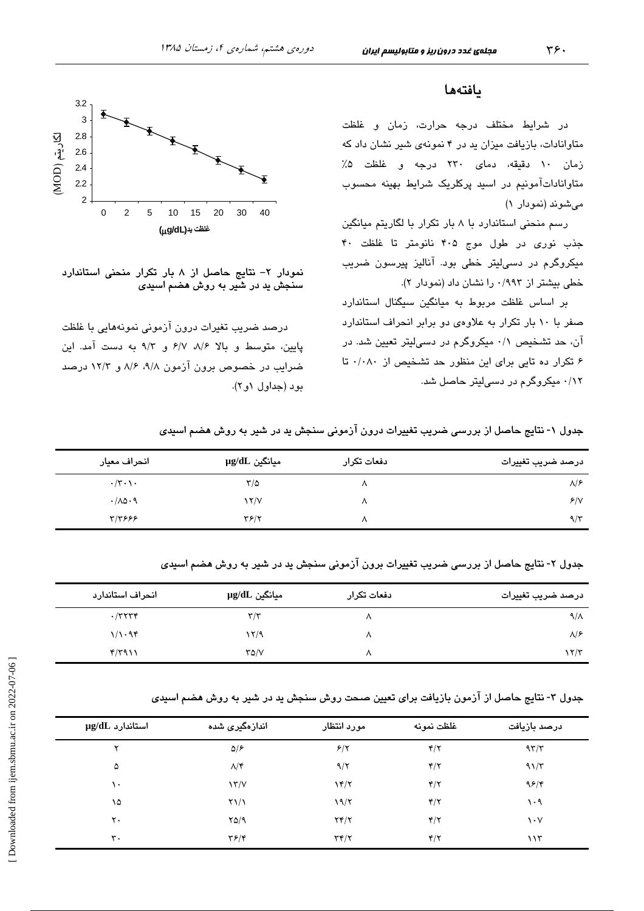## یافته‌ها

در شرایط مختلف درجه حرارت، زمان و غلظت متاوانادات، بازیافت میزان ید در ۴ نمونه‌ی شیر نشان داد که زمان ۱۰ دقیقه، دمای ۲۳۰ درجه و غلظت ۵٪ متاوانادات‌آمونیم در اسید پرکلریک شرایط بهینه محسوب می‌شوند (نمودار ۱)

رسم منحنی استاندارد با ۸ بار تکرار با لگاریتم میانگین جذب نوری در طول موج ۴۰۵ نانومتر تا غلظت ۴۰ میکروگرم در دسی‌لیتر خطی بود. آنالیز پیرسون ضریب خطی بیشتر از ۰/۹۹۳ را نشان داد (نمودار ۲).

بر اساس غلظت مربوط به میانگین سیگنال استاندارد صفر با ۱۰ بار تکرار به علاوه‌ی دو برابر انحراف استاندارد آن، حد تشخیص ۰/۱ میکروگرم در دسی‌لیتر تعیین شد. در ۶ تکرار ده تایی برای این منظور حد تشخیص از ۰/۰۸۰ تا ۰/۱۲ میکروگرم در دسی‌لیتر حاصل شد.

نمودار ۲- نتایج حاصل از ۸ بار تکرار منحنی استاندارد سنجش ید در شیر به روش هضم اسیدی

درصد ضریب تغیرات درون آزمونی نمونه‌هایی با غلظت پایین، متوسط و بالا ۸/۶، ۶/۷ و ۹/۳ به دست آمد. این ضرایب در خصوص برون آزمون ۹/۸، ۸/۶ و ۱۲/۳ درصد بود (جداول ۱و۲).

جدول ۱- نتایج حاصل از بررسی ضریب تغییرات درون آزمونی سنجش ید در شیر به روش هضم اسیدی

| درصد ضریب تغییرات | دفعات تکرار | میانگین µg/dL | انحراف معیار |
|---|---|---|---|
| ۸/۶ | ۸ | ۳/۵ | ۰/۳۰۱۰ |
| ۶/۷ | ۸ | ۱۲/۷ | ۰/۸۵۰۹ |
| ۹/۳ | ۸ | ۳۶/۲ | ۳/۳۶۶۶ |

جدول ۲- نتایج حاصل از بررسی ضریب تغییرات برون آزمونی سنجش ید در شیر به روش هضم اسیدی

| درصد ضریب تغییرات | دفعات تکرار | میانگین µg/dL | انحراف استاندارد |
|---|---|---|---|
| ۹/۸ | ۸ | ۳/۳ | ۰/۳۲۳۴ |
| ۸/۶ | ۸ | ۱۲/۹ | ۱/۱۰۹۴ |
| ۱۲/۳ | ۸ | ۳۵/۷ | ۴/۳۹۱۱ |

جدول ۳- نتایج حاصل از آزمون بازیافت برای تعیین صحت روش سنجش ید در شیر به روش هضم اسیدی

| درصد بازیافت | غلظت نمونه | مورد انتظار | اندازه‌گیری شده | استاندارد µg/dL |
|---|---|---|---|---|
| ۹۳/۳ | ۴/۲ | ۶/۲ | ۵/۶ | ۲ |
| ۹۱/۳ | ۴/۲ | ۹/۲ | ۸/۴ | ۵ |
| ۹۶/۴ | ۴/۲ | ۱۴/۲ | ۱۳/۷ | ۱۰ |
| ۱۰۹ | ۴/۲ | ۱۹/۲ | ۲۱/۱ | ۱۵ |
| ۱۰۷ | ۴/۲ | ۲۴/۲ | ۲۵/۹ | ۲۰ |
| ۱۱۳ | ۴/۲ | ۳۴/۲ | ۳۶/۴ | ۳۰ |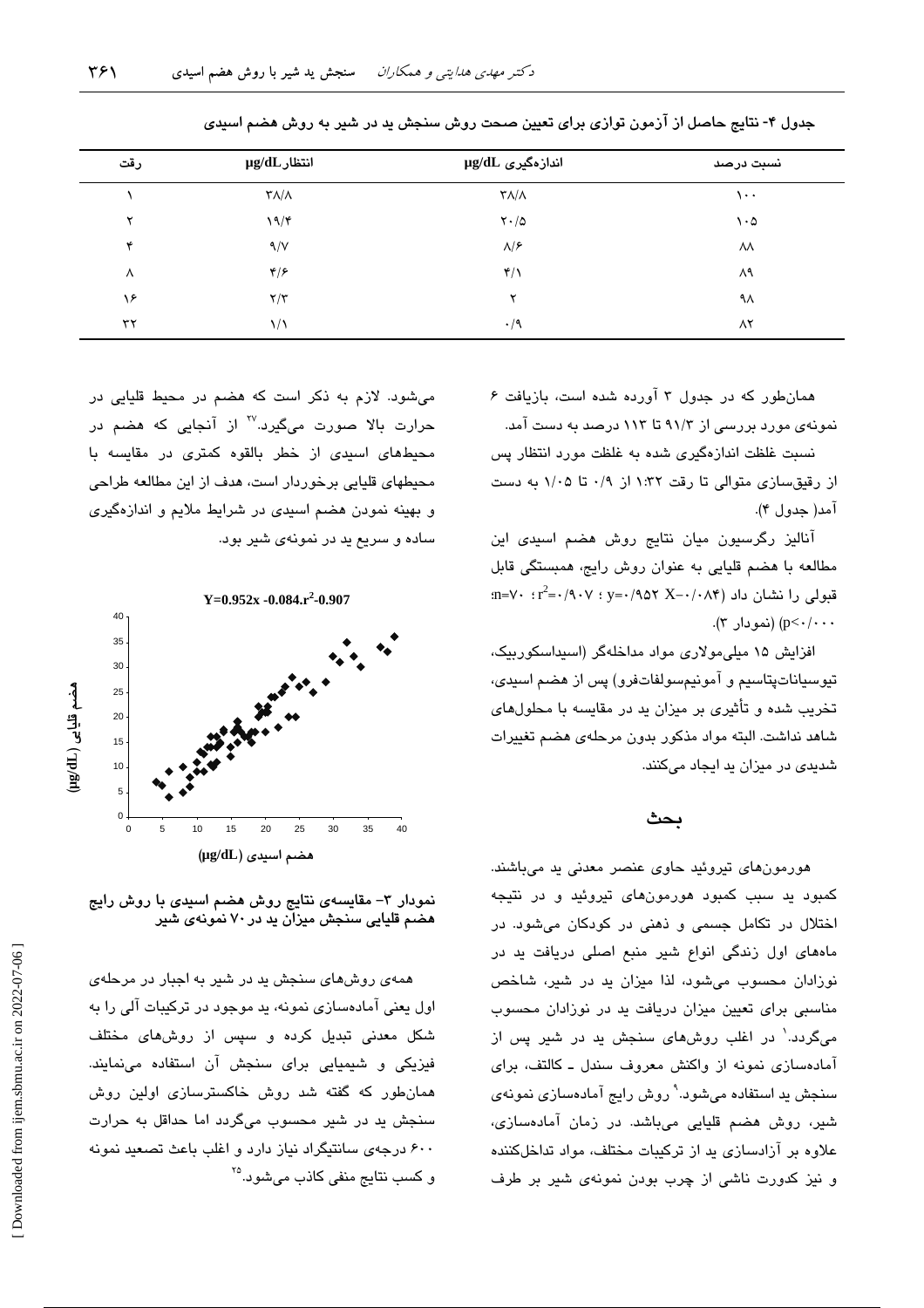جدول ۴- نتایج حاصل از آزمون توازی برای تعیین صحت روش سنجش ید در شیر به روش هضم اسیدی

| رقت | انتظار µg/dL | اندازه‌گیری µg/dL | نسبت درصد |
|---|---|---|---|
| ۱ | ۳۸/۸ | ۳۸/۸ | ۱۰۰ |
| ۲ | ۱۹/۴ | ۲۰/۵ | ۱۰۵ |
| ۴ | ۹/۷ | ۸/۶ | ۸۸ |
| ۸ | ۴/۶ | ۴/۱ | ۸۹ |
| ۱۶ | ۲/۳ | ۲ | ۹۸ |
| ۳۲ | ۱/۱ | ۰/۹ | ۸۲ |

همان‌طور که در جدول ۳ آورده شده است، بازیافت ۶ نمونه‌ی مورد بررسی از ۹۱/۳ تا ۱۱۳ درصد به دست آمد.

نسبت غلظت اندازه‌گیری شده به غلظت مورد انتظار پس از رقیق‌سازی متوالی تا رقت ۱:۳۲ از ۰/۹ تا ۱/۰۵ به دست آمد( جدول ۴).

آنالیز رگرسیون میان نتایج روش هضم اسیدی این مطالعه با هضم قلیایی به عنوان روش رایج، همبستگی قابل قبولی را نشان داد ($y=0/952\ X-0/084$ ؛ $r^2=0/907$ ؛ $n=70$؛ $p<0/000$) (نمودار ۳).

افزایش ۱۵ میلی‌مولاری مواد مداخله‌گر (اسیداسکوربیک، تیوسیانات‌پتاسیم و آمونیم‌سولفات‌فرو) پس از هضم اسیدی، تخریب شده و تأثیری بر میزان ید در مقایسه با محلول‌های شاهد نداشت. البته مواد مذکور بدون مرحله‌ی هضم تغییرات شدیدی در میزان ید ایجاد می‌کنند.

## بحث

هورمون‌های تیروئید حاوی عنصر معدنی ید می‌باشند. کمبود ید سبب کمبود هورمون‌های تیروئید و در نتیجه اختلال در تکامل جسمی و ذهنی در کودکان می‌شود. در ماه‌های اول زندگی انواع شیر منبع اصلی دریافت ید در نوزادان محسوب می‌شود، لذا میزان ید در شیر، شاخص مناسبی برای تعیین میزان دریافت ید در نوزادان محسوب می‌گردد.[1] در اغلب روش‌های سنجش ید در شیر پس از آماده‌سازی نمونه از واکنش معروف سندل ـ کالتف، برای سنجش ید استفاده می‌شود.[9] روش رایج آماده‌سازی نمونه‌ی شیر، روش هضم قلیایی می‌باشد. در زمان آماده‌سازی، علاوه بر آزادسازی ید از ترکیبات مختلف، مواد تداخل‌کننده و نیز کدورت ناشی از چرب بودن نمونه‌ی شیر بر طرف می‌شود. لازم به ذکر است که هضم در محیط قلیایی در حرارت بالا صورت می‌گیرد.[27] از آنجایی که هضم در محیط‌های اسیدی از خطر بالقوه کمتری در مقایسه با محیطهای قلیایی برخوردار است، هدف از این مطالعه طراحی و بهینه نمودن هضم اسیدی در شرایط ملایم و اندازه‌گیری ساده و سریع ید در نمونه‌ی شیر بود.

$$Y=0.952x-0.084.r^2-0.907$$

نمودار ۳- مقایسه‌ی نتایج روش هضم اسیدی با روش رایج هضم قلیایی سنجش میزان ید در ۷۰ نمونه‌ی شیر

همه‌ی روش‌های سنجش ید در شیر به اجبار در مرحله‌ی اول یعنی آماده‌سازی نمونه، ید موجود در ترکیبات آلی را به شکل معدنی تبدیل کرده و سپس از روش‌های مختلف فیزیکی و شیمیایی برای سنجش آن استفاده می‌نمایند. همان‌طور که گفته شد روش خاکسترسازی اولین روش سنجش ید در شیر محسوب می‌گردد اما حداقل به حرارت ۶۰۰ درجه‌ی سانتیگراد نیاز دارد و اغلب باعث تصعید نمونه و کسب نتایج منفی کاذب می‌شود.[25]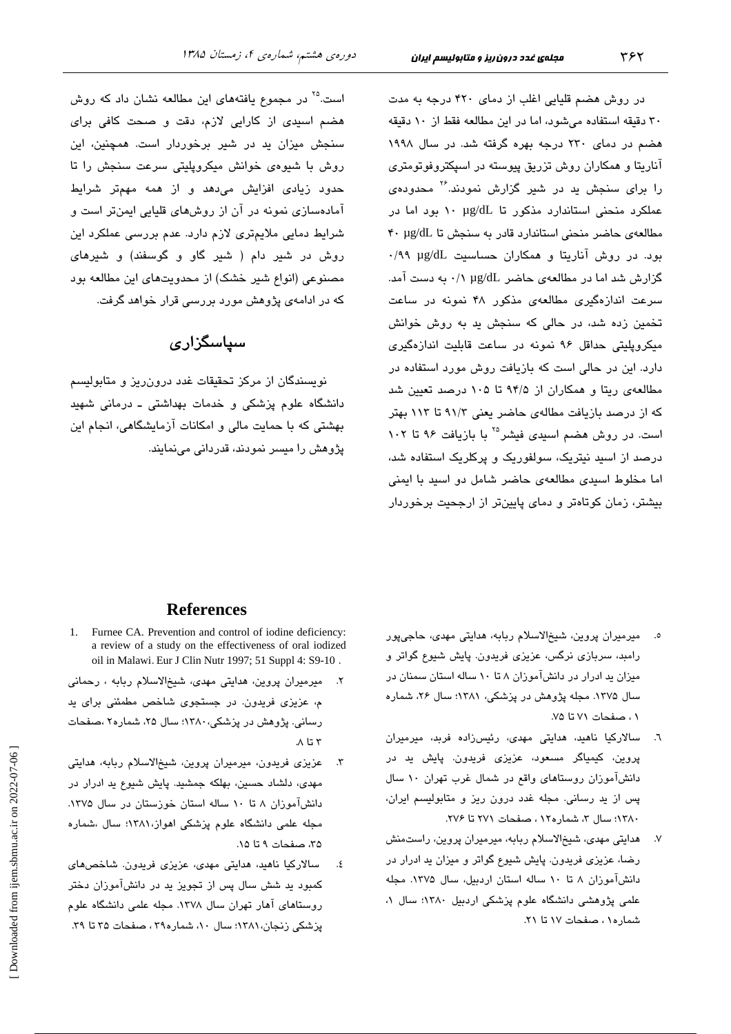در روش هضم قلیایی اغلب از دمای ۴۲۰ درجه به مدت ۳۰ دقیقه استفاده می‌شود، اما در این مطالعه فقط از ۱۰ دقیقه هضم در دمای ۲۳۰ درجه بهره گرفته شد. در سال ۱۹۹۸ آناریتا و همکاران روش تزریق پیوسته در اسپکتروفوتومتری را برای سنجش ید در شیر گزارش نمودند.[۲۶] محدوده‌ی عملکرد منحنی استاندارد مذکور تا ۱۰ µg/dL بود اما در مطالعه‌ی حاضر منحنی استاندارد قادر به سنجش تا ۴۰ µg/dL بود. در روش آناریتا و همکاران حساسیت ۰/۹۹ µg/dL گزارش شد اما در مطالعه‌ی حاضر ۰/۱ µg/dL به دست آمد. سرعت اندازه‌گیری مطالعه‌ی مذکور ۴۸ نمونه در ساعت تخمین زده شد، در حالی که سنجش ید به روش خوانش میکروپلیتی حداقل ۹۶ نمونه در ساعت قابلیت اندازه‌گیری دارد. این در حالی است که بازیافت روش مورد استفاده در مطالعه‌ی ریتا و همکاران از ۹۴/۵ تا ۱۰۵ درصد تعیین شد که از درصد بازیافت مطالعه‌ی حاضر یعنی ۹۱/۳ تا ۱۱۳ بهتر است. در روش هضم اسیدی فیشر[۲۵] با بازیافت ۹۶ تا ۱۰۲ درصد از اسید نیتریک، سولفوریک و پرکلریک استفاده شد، اما مخلوط اسیدی مطالعه‌ی حاضر شامل دو اسید با ایمنی بیشتر، زمان کوتاه‌تر و دمای پایین‌تر از ارجحیت برخوردار است.[۲۵] در مجموع یافته‌های این مطالعه نشان داد که روش هضم اسیدی از کارایی لازم، دقت و صحت کافی برای سنجش میزان ید در شیر برخوردار است. همچنین، این روش با شیوه‌ی خوانش میکروپلیتی سرعت سنجش را تا حدود زیادی افزایش می‌دهد و از همه مهم‌تر شرایط آماده‌سازی نمونه در آن از روش‌های قلیایی ایمن‌تر است و شرایط دمایی ملایم‌تری لازم دارد. عدم بررسی عملکرد این روش در شیر دام ( شیر گاو و گوسفند) و شیرهای مصنوعی (انواع شیر خشک) از محدویت‌های این مطالعه بود که در ادامه‌ی پژوهش مورد بررسی قرار خواهد گرفت.

## سپاسگزاری

نویسندگان از مرکز تحقیقات غدد درون‌ریز و متابولیسم دانشگاه علوم پزشکی و خدمات بهداشتی ـ درمانی شهید بهشتی که با حمایت مالی و امکانات آزمایشگاهی، انجام این پژوهش را میسر نمودند، قدردانی می‌نمایند.

## References

1. Furnee CA. Prevention and control of iodine deficiency: a review of a study on the effectiveness of oral iodized oil in Malawi. Eur J Clin Nutr 1997; 51 Suppl 4: S9-10 .
2. میرمیران پروین، هدایتی مهدی، شیخ‌الاسلام ربابه ، رحمانی م، عزیزی فریدون. در جستجوی شاخص مطمئنی برای ید رسانی. پژوهش در پزشکی،۱۳۸۰؛ سال ۲۵، شماره۲ ،صفحات ۳ تا ۸.
3. عزیزی فریدون، میرمیران پروین، شیخ‌الاسلام ربابه، هدایتی مهدی، دلشاد حسین، بهلکه جمشید. پایش شیوع ید ادرار در دانش‌آموزان ۸ تا ۱۰ ساله استان خوزستان در سال ۱۳۷۵. مجله علمی دانشگاه علوم پزشکی اهواز،۱۳۸۱؛ سال ،شماره ۳۵، صفحات ۹ تا ۱۵.
4. سالارکیا ناهید، هدایتی مهدی، عزیزی فریدون. شاخص‌های کمبود ید شش سال پس از تجویز ید در دانش‌آموزان دختر روستاهای آهار تهران سال ۱۳۷۸. مجله علمی دانشگاه علوم پزشکی زنجان،۱۳۸۱؛ سال ۱۰، شماره۳۹ ، صفحات ۳۵ تا ۳۹.
5. میرمیران پروین، شیخ‌الاسلام ربابه، هدایتی مهدی، حاجی‌پور رامبد، سربازی نرگس، عزیزی فریدون. پایش شیوع گواتر و میزان ید ادرار در دانش‌آموزان ۸ تا ۱۰ ساله استان سمنان در سال ۱۳۷۵. مجله پژوهش در پزشکی، ۱۳۸۱؛ سال ۲۶، شماره ۱ ، صفحات ۷۱ تا ۷۵.
6. سالارکیا ناهید، هدایتی مهدی، رئیس‌زاده فربد، میرمیران پروین، کیمیاگر مسعود، عزیزی فریدون. پایش ید در دانش‌آموزان روستاهای واقع در شمال غرب تهران ۱۰ سال پس از ید رسانی. مجله غدد درون ریز و متابولیسم ایران، ۱۳۸۰؛ سال ۳، شماره۱۲ ، صفحات ۲۷۱ تا ۲۷۶.
7. هدایتی مهدی، شیخ‌الاسلام ربابه، میرمیران پروین، راست‌منش رضا، عزیزی فریدون. پایش شیوع گواتر و میزان ید ادرار در دانش‌آموزان ۸ تا ۱۰ ساله استان اردبیل، سال ۱۳۷۵. مجله علمی پژوهشی دانشگاه علوم پزشکی اردبیل ۱۳۸۰؛ سال ۱، شماره۱ ، صفحات ۱۷ تا ۲۱.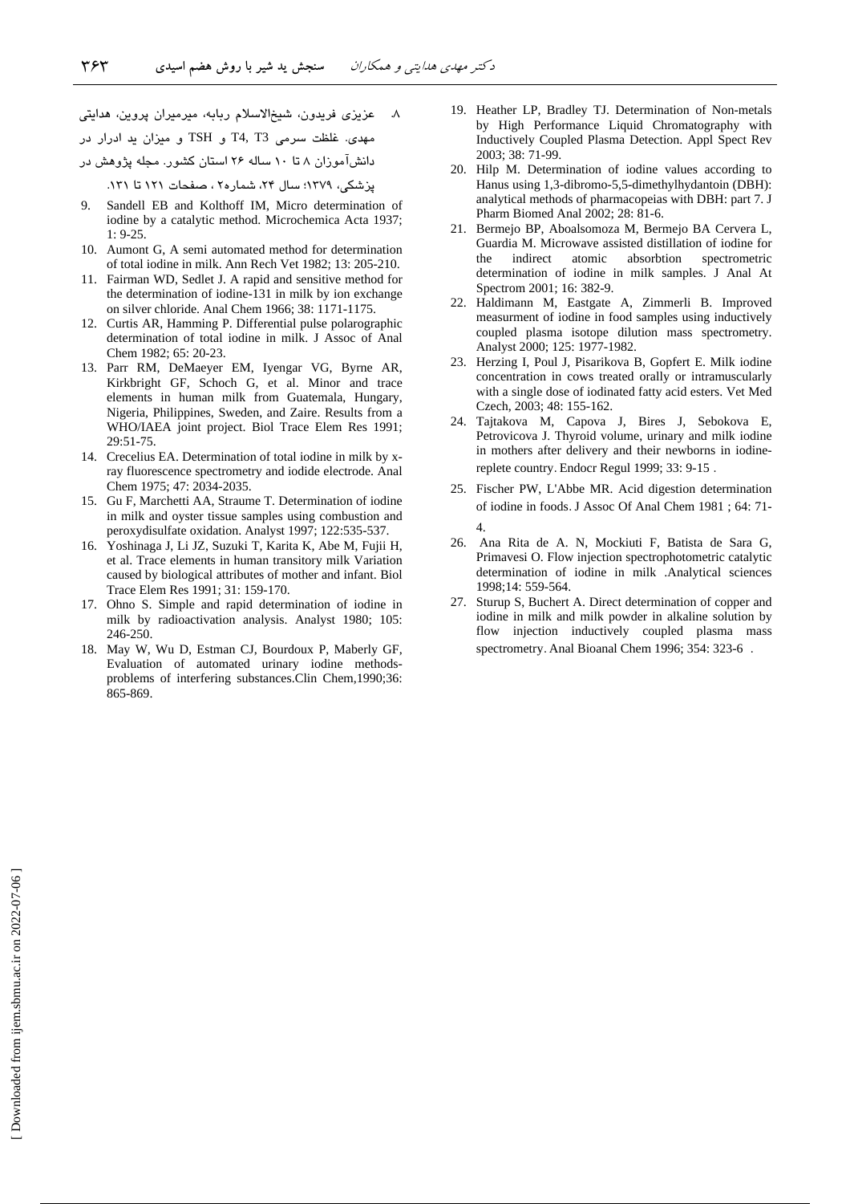۸. عزیزی فریدون، شیخ‌الاسلام ربابه، میرمیران پروین، هدایتی مهدی. غلظت سرمی T4, T3 و TSH و میزان ید ادرار در دانش‌آموزان ۸ تا ۱۰ ساله ۲۶ استان کشور. مجله پژوهش در پزشکی، ۱۳۷۹؛ سال ۲۴، شماره۲ ، صفحات ۱۲۱ تا ۱۳۱.

9. Sandell EB and Kolthoff IM, Micro determination of iodine by a catalytic method. Microchemica Acta 1937; 1: 9-25.
10. Aumont G, A semi automated method for determination of total iodine in milk. Ann Rech Vet 1982; 13: 205-210.
11. Fairman WD, Sedlet J. A rapid and sensitive method for the determination of iodine-131 in milk by ion exchange on silver chloride. Anal Chem 1966; 38: 1171-1175.
12. Curtis AR, Hamming P. Differential pulse polarographic determination of total iodine in milk. J Assoc of Anal Chem 1982; 65: 20-23.
13. Parr RM, DeMaeyer EM, Iyengar VG, Byrne AR, Kirkbright GF, Schoch G, et al. Minor and trace elements in human milk from Guatemala, Hungary, Nigeria, Philippines, Sweden, and Zaire. Results from a WHO/IAEA joint project. Biol Trace Elem Res 1991; 29:51-75.
14. Crecelius EA. Determination of total iodine in milk by x-ray fluorescence spectrometry and iodide electrode. Anal Chem 1975; 47: 2034-2035.
15. Gu F, Marchetti AA, Straume T. Determination of iodine in milk and oyster tissue samples using combustion and peroxydisulfate oxidation. Analyst 1997; 122:535-537.
16. Yoshinaga J, Li JZ, Suzuki T, Karita K, Abe M, Fujii H, et al. Trace elements in human transitory milk Variation caused by biological attributes of mother and infant. Biol Trace Elem Res 1991; 31: 159-170.
17. Ohno S. Simple and rapid determination of iodine in milk by radioactivation analysis. Analyst 1980; 105: 246-250.
18. May W, Wu D, Estman CJ, Bourdoux P, Maberly GF, Evaluation of automated urinary iodine methods-problems of interfering substances.Clin Chem,1990;36: 865-869.
19. Heather LP, Bradley TJ. Determination of Non-metals by High Performance Liquid Chromatography with Inductively Coupled Plasma Detection. Appl Spect Rev 2003; 38: 71-99.
20. Hilp M. Determination of iodine values according to Hanus using 1,3-dibromo-5,5-dimethylhydantoin (DBH): analytical methods of pharmacopeias with DBH: part 7. J Pharm Biomed Anal 2002; 28: 81-6.
21. Bermejo BP, Aboalsomoza M, Bermejo BA Cervera L, Guardia M. Microwave assisted distillation of iodine for the indirect atomic absorbtion spectrometric determination of iodine in milk samples. J Anal At Spectrom 2001; 16: 382-9.
22. Haldimann M, Eastgate A, Zimmerli B. Improved measurment of iodine in food samples using inductively coupled plasma isotope dilution mass spectrometry. Analyst 2000; 125: 1977-1982.
23. Herzing I, Poul J, Pisarikova B, Gopfert E. Milk iodine concentration in cows treated orally or intramuscularly with a single dose of iodinated fatty acid esters. Vet Med Czech, 2003; 48: 155-162.
24. Tajtakova M, Capova J, Bires J, Sebokova E, Petrovicova J. Thyroid volume, urinary and milk iodine in mothers after delivery and their newborns in iodine-replete country. Endocr Regul 1999; 33: 9-15 .
25. Fischer PW, L'Abbe MR. Acid digestion determination of iodine in foods. J Assoc Of Anal Chem 1981 ; 64: 71-4.
26. Ana Rita de A. N, Mockiuti F, Batista de Sara G, Primavesi O. Flow injection spectrophotometric catalytic determination of iodine in milk .Analytical sciences 1998;14: 559-564.
27. Sturup S, Buchert A. Direct determination of copper and iodine in milk and milk powder in alkaline solution by flow injection inductively coupled plasma mass spectrometry. Anal Bioanal Chem 1996; 354: 323-6 .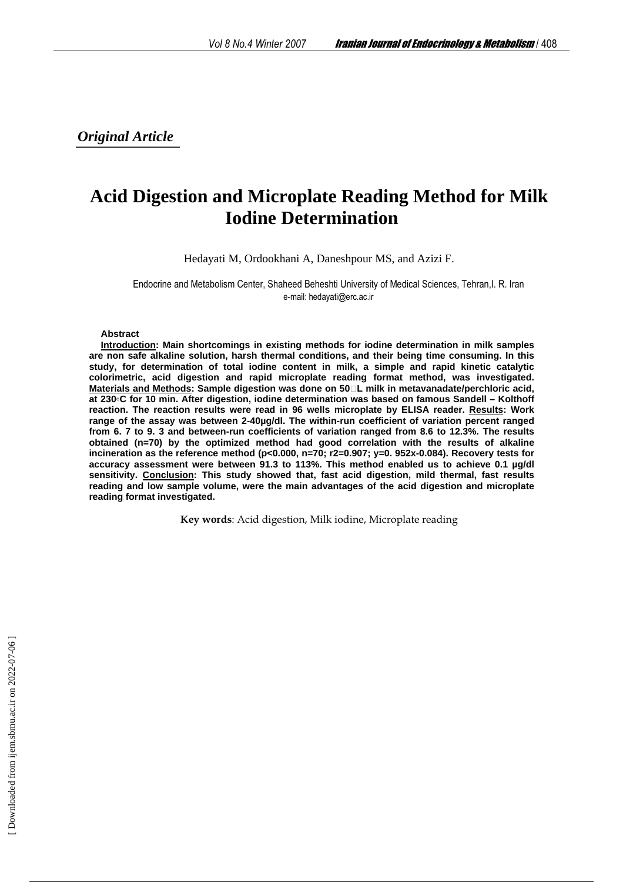*Original Article*

# Acid Digestion and Microplate Reading Method for Milk Iodine Determination

Hedayati M, Ordookhani A, Daneshpour MS, and Azizi F.

Endocrine and Metabolism Center, Shaheed Beheshti University of Medical Sciences, Tehran,I. R. Iran
e-mail: hedayati@erc.ac.ir

**Abstract**

**Introduction: Main shortcomings in existing methods for iodine determination in milk samples are non safe alkaline solution, harsh thermal conditions, and their being time consuming. In this study, for determination of total iodine content in milk, a simple and rapid kinetic catalytic colorimetric, acid digestion and rapid microplate reading format method, was investigated. Materials and Methods: Sample digestion was done on 50□L milk in metavanadate/perchloric acid, at 230◦C for 10 min. After digestion, iodine determination was based on famous Sandell – Kolthoff reaction. The reaction results were read in 96 wells microplate by ELISA reader. Results: Work range of the assay was between 2-40µg/dl. The within-run coefficient of variation percent ranged from 6. 7 to 9. 3 and between-run coefficients of variation ranged from 8.6 to 12.3%. The results obtained (n=70) by the optimized method had good correlation with the results of alkaline incineration as the reference method (p<0.000, n=70; r2=0.907; y=0. 952x-0.084). Recovery tests for accuracy assessment were between 91.3 to 113%. This method enabled us to achieve 0.1 µg/dl sensitivity. Conclusion: This study showed that, fast acid digestion, mild thermal, fast results reading and low sample volume, were the main advantages of the acid digestion and microplate reading format investigated.**

**Key words**: Acid digestion, Milk iodine, Microplate reading